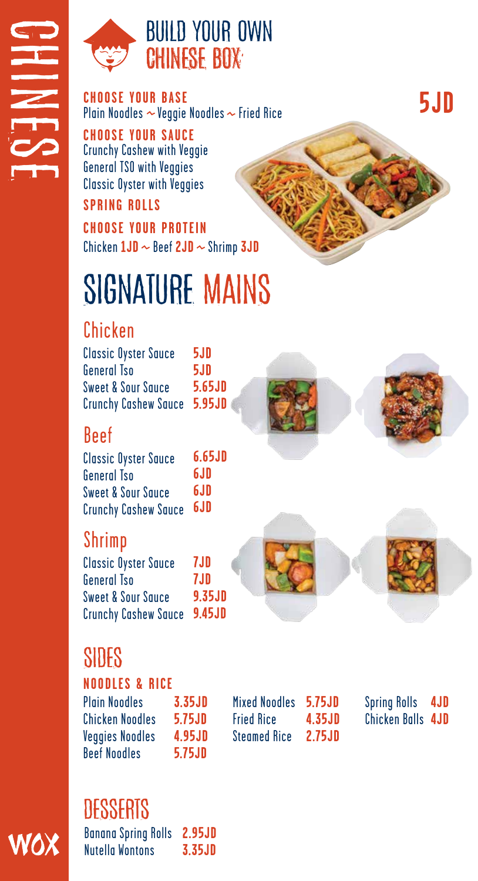# CHINESE

## BUILD YOUR OWN CHINESE BOX

**5JD**

**CHOOSE YOUR BASE**
Plain Noodles ~ Veggie Noodles ~ Fried Rice

**CHOOSE YOUR SAUCE**
Crunchy Cashew with Veggie
General TSO with Veggies
Classic Oyster with Veggies

**SPRING ROLLS**

**CHOOSE YOUR PROTEIN**
Chicken 1JD ~ Beef 2JD ~ Shrimp 3JD

# SIGNATURE MAINS

## Chicken

| | |
|---|---|
| Classic Oyster Sauce | 5JD |
| General Tso | 5JD |
| Sweet & Sour Sauce | 5.65JD |
| Crunchy Cashew Sauce | 5.95JD |

## Beef

| | |
|---|---|
| Classic Oyster Sauce | 6.65JD |
| General Tso | 6JD |
| Sweet & Sour Sauce | 6JD |
| Crunchy Cashew Sauce | 6JD |

## Shrimp

| | |
|---|---|
| Classic Oyster Sauce | 7JD |
| General Tso | 7JD |
| Sweet & Sour Sauce | 9.35JD |
| Crunchy Cashew Sauce | 9.45JD |

# SIDES

**NOODLES & RICE**

| | |
|---|---|
| Plain Noodles | 3.35JD |
| Chicken Noodles | 5.75JD |
| Veggies Noodles | 4.95JD |
| Beef Noodles | 5.75JD |
| Mixed Noodles | 5.75JD |
| Fried Rice | 4.35JD |
| Steamed Rice | 2.75JD |
| Spring Rolls | 4JD |
| Chicken Balls | 4JD |

# DESSERTS

| | |
|---|---|
| Banana Spring Rolls | 2.95JD |
| Nutella Wontons | 3.35JD |

WOX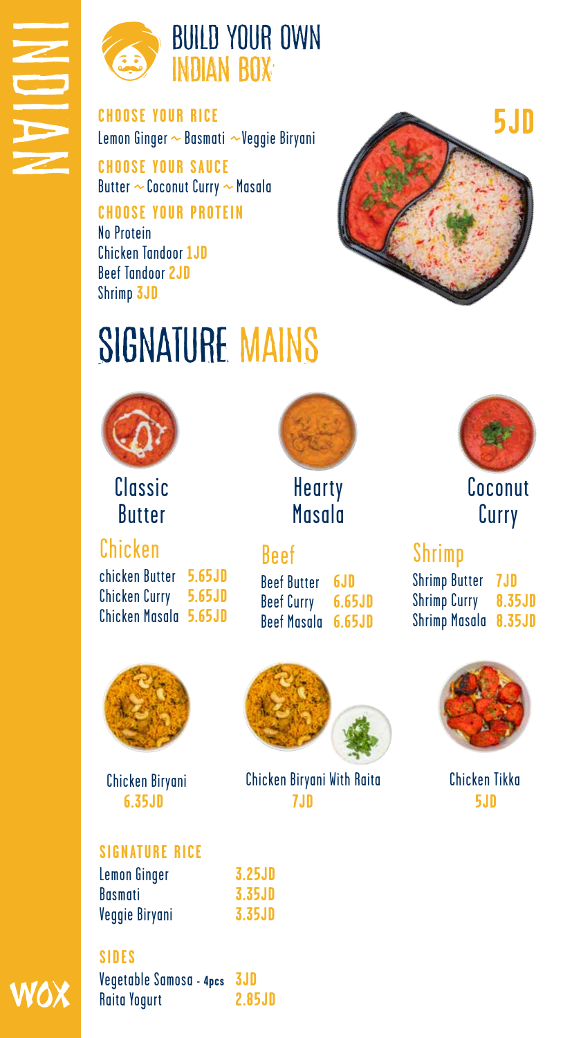# INDIAN

## BUILD YOUR OWN INDIAN BOX

**5JD**

**CHOOSE YOUR RICE**
Lemon Ginger ~ Basmati ~ Veggie Biryani

**CHOOSE YOUR SAUCE**
Butter ~ Coconut Curry ~ Masala

**CHOOSE YOUR PROTEIN**
No Protein
Chicken Tandoor 1JD
Beef Tandoor 2JD
Shrimp 3JD

## SIGNATURE MAINS

Classic Butter

Hearty Masala

Coconut Curry

### Chicken

| | |
|---|---|
| chicken Butter | 5.65JD |
| Chicken Curry | 5.65JD |
| Chicken Masala | 5.65JD |

### Beef

| | |
|---|---|
| Beef Butter | 6JD |
| Beef Curry | 6.65JD |
| Beef Masala | 6.65JD |

### Shrimp

| | |
|---|---|
| Shrimp Butter | 7JD |
| Shrimp Curry | 8.35JD |
| Shrimp Masala | 8.35JD |

Chicken Biryani
6.35JD

Chicken Biryani With Raita
7JD

Chicken Tikka
5JD

**SIGNATURE RICE**

| | |
|---|---|
| Lemon Ginger | 3.25JD |
| Basmati | 3.35JD |
| Veggie Biryani | 3.35JD |

**SIDES**

| | |
|---|---|
| Vegetable Samosa - 4pcs | 3JD |
| Raita Yogurt | 2.85JD |

WOX